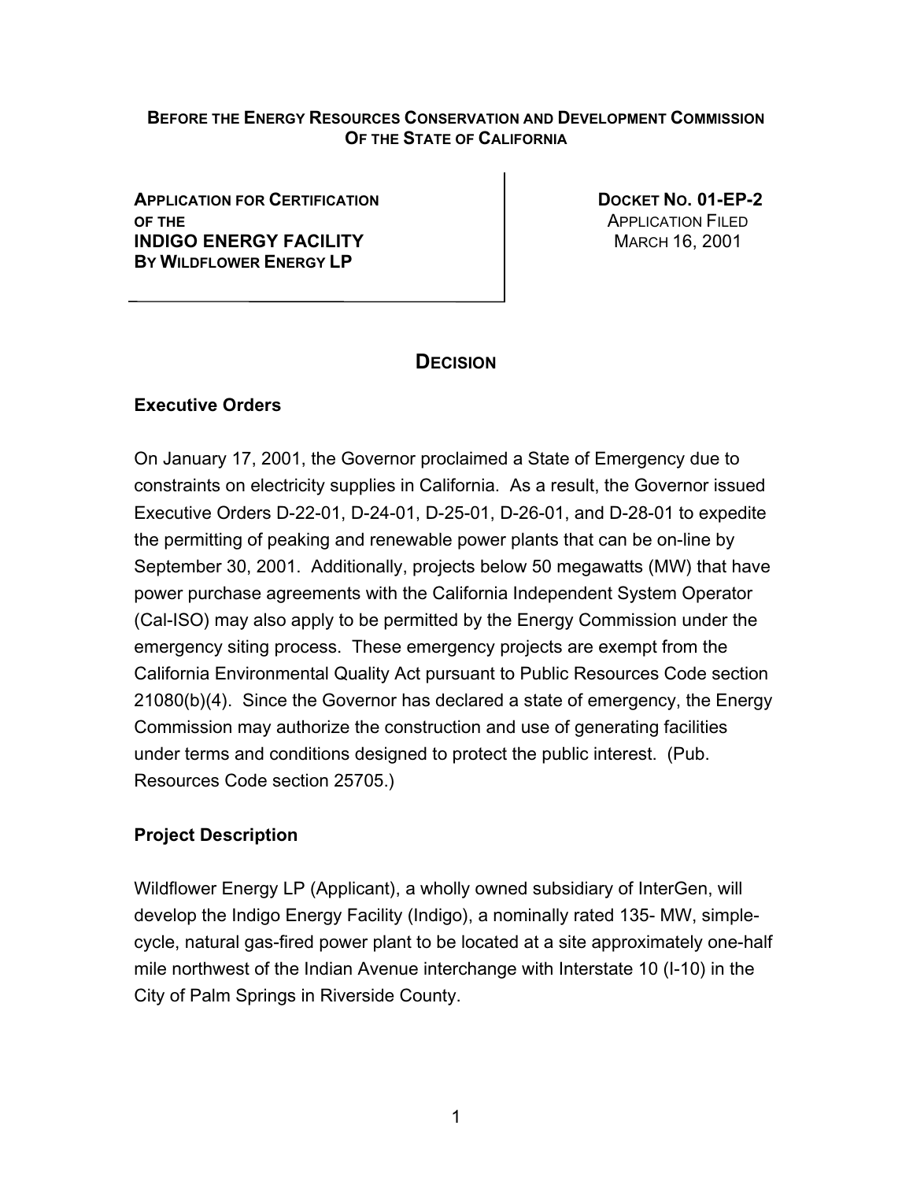**BEFORE THE ENERGY RESOURCES CONSERVATION AND DEVELOPMENT COMMISSION OF THE STATE OF CALIFORNIA**

| | |
|---|---|
| **APPLICATION FOR CERTIFICATION OF THE** <br> **INDIGO ENERGY FACILITY** <br> **BY WILDFLOWER ENERGY LP** | **DOCKET NO. 01-EP-2** <br> APPLICATION FILED <br> MARCH 16, 2001 |

## DECISION

### Executive Orders

On January 17, 2001, the Governor proclaimed a State of Emergency due to constraints on electricity supplies in California. As a result, the Governor issued Executive Orders D-22-01, D-24-01, D-25-01, D-26-01, and D-28-01 to expedite the permitting of peaking and renewable power plants that can be on-line by September 30, 2001. Additionally, projects below 50 megawatts (MW) that have power purchase agreements with the California Independent System Operator (Cal-ISO) may also apply to be permitted by the Energy Commission under the emergency siting process. These emergency projects are exempt from the California Environmental Quality Act pursuant to Public Resources Code section 21080(b)(4). Since the Governor has declared a state of emergency, the Energy Commission may authorize the construction and use of generating facilities under terms and conditions designed to protect the public interest. (Pub. Resources Code section 25705.)

### Project Description

Wildflower Energy LP (Applicant), a wholly owned subsidiary of InterGen, will develop the Indigo Energy Facility (Indigo), a nominally rated 135- MW, simple-cycle, natural gas-fired power plant to be located at a site approximately one-half mile northwest of the Indian Avenue interchange with Interstate 10 (I-10) in the City of Palm Springs in Riverside County.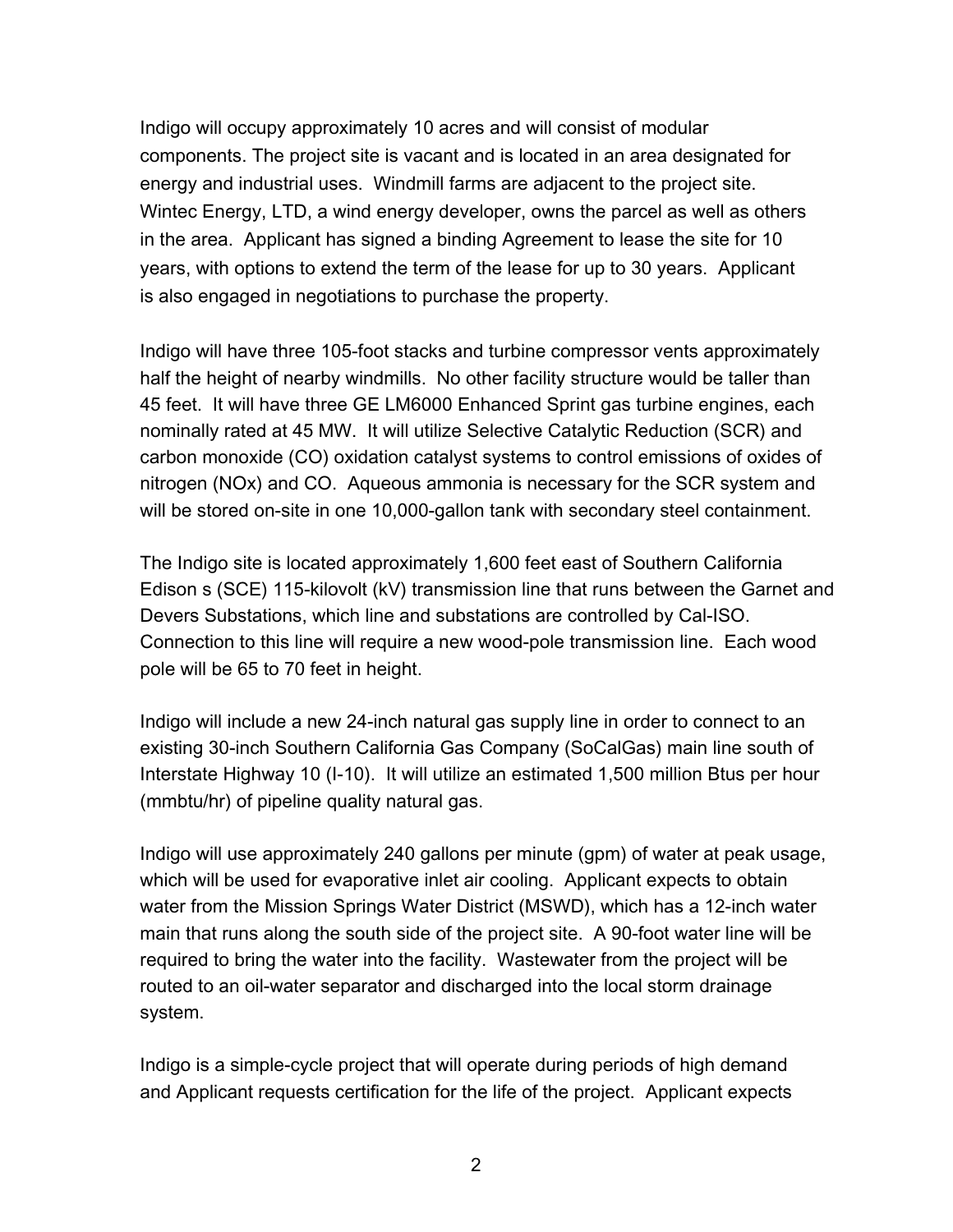Indigo will occupy approximately 10 acres and will consist of modular components. The project site is vacant and is located in an area designated for energy and industrial uses. Windmill farms are adjacent to the project site. Wintec Energy, LTD, a wind energy developer, owns the parcel as well as others in the area. Applicant has signed a binding Agreement to lease the site for 10 years, with options to extend the term of the lease for up to 30 years. Applicant is also engaged in negotiations to purchase the property.

Indigo will have three 105-foot stacks and turbine compressor vents approximately half the height of nearby windmills. No other facility structure would be taller than 45 feet. It will have three GE LM6000 Enhanced Sprint gas turbine engines, each nominally rated at 45 MW. It will utilize Selective Catalytic Reduction (SCR) and carbon monoxide (CO) oxidation catalyst systems to control emissions of oxides of nitrogen ($NO_x$) and CO. Aqueous ammonia is necessary for the SCR system and will be stored on-site in one 10,000-gallon tank with secondary steel containment.

The Indigo site is located approximately 1,600 feet east of Southern California Edison s (SCE) 115-kilovolt (kV) transmission line that runs between the Garnet and Devers Substations, which line and substations are controlled by Cal-ISO. Connection to this line will require a new wood-pole transmission line. Each wood pole will be 65 to 70 feet in height.

Indigo will include a new 24-inch natural gas supply line in order to connect to an existing 30-inch Southern California Gas Company (SoCalGas) main line south of Interstate Highway 10 (I-10). It will utilize an estimated 1,500 million Btus per hour (mmbtu/hr) of pipeline quality natural gas.

Indigo will use approximately 240 gallons per minute (gpm) of water at peak usage, which will be used for evaporative inlet air cooling. Applicant expects to obtain water from the Mission Springs Water District (MSWD), which has a 12-inch water main that runs along the south side of the project site. A 90-foot water line will be required to bring the water into the facility. Wastewater from the project will be routed to an oil-water separator and discharged into the local storm drainage system.

Indigo is a simple-cycle project that will operate during periods of high demand and Applicant requests certification for the life of the project. Applicant expects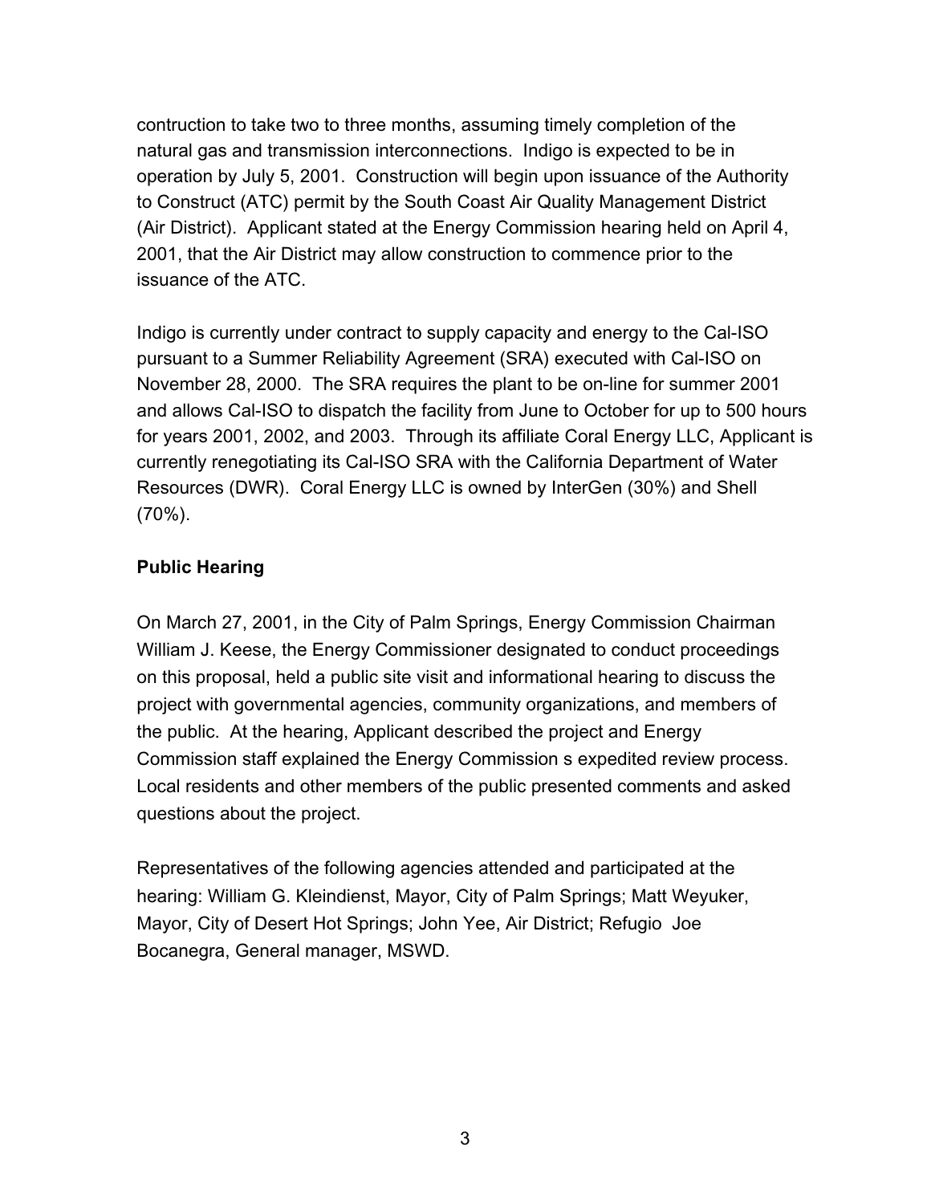contruction to take two to three months, assuming timely completion of the natural gas and transmission interconnections. Indigo is expected to be in operation by July 5, 2001. Construction will begin upon issuance of the Authority to Construct (ATC) permit by the South Coast Air Quality Management District (Air District). Applicant stated at the Energy Commission hearing held on April 4, 2001, that the Air District may allow construction to commence prior to the issuance of the ATC.

Indigo is currently under contract to supply capacity and energy to the Cal-ISO pursuant to a Summer Reliability Agreement (SRA) executed with Cal-ISO on November 28, 2000. The SRA requires the plant to be on-line for summer 2001 and allows Cal-ISO to dispatch the facility from June to October for up to 500 hours for years 2001, 2002, and 2003. Through its affiliate Coral Energy LLC, Applicant is currently renegotiating its Cal-ISO SRA with the California Department of Water Resources (DWR). Coral Energy LLC is owned by InterGen (30%) and Shell (70%).

**Public Hearing**

On March 27, 2001, in the City of Palm Springs, Energy Commission Chairman William J. Keese, the Energy Commissioner designated to conduct proceedings on this proposal, held a public site visit and informational hearing to discuss the project with governmental agencies, community organizations, and members of the public. At the hearing, Applicant described the project and Energy Commission staff explained the Energy Commission s expedited review process. Local residents and other members of the public presented comments and asked questions about the project.

Representatives of the following agencies attended and participated at the hearing: William G. Kleindienst, Mayor, City of Palm Springs; Matt Weyuker, Mayor, City of Desert Hot Springs; John Yee, Air District; Refugio Joe Bocanegra, General manager, MSWD.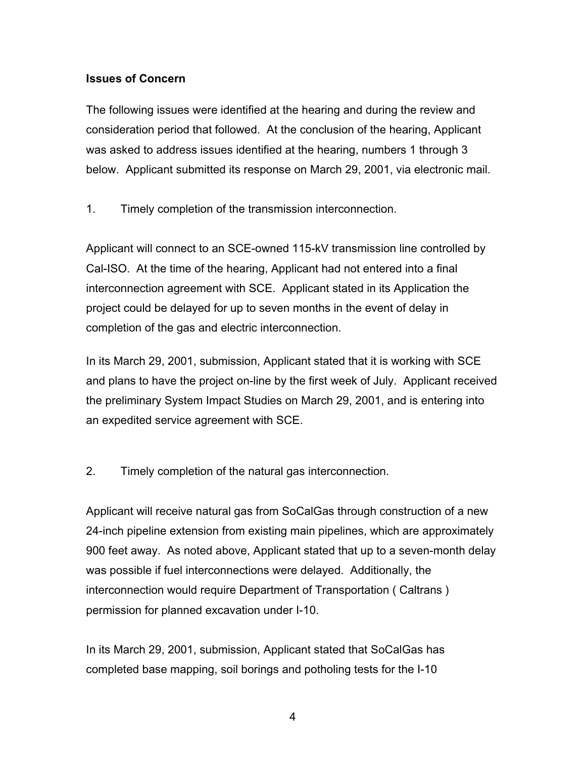**Issues of Concern**

The following issues were identified at the hearing and during the review and consideration period that followed. At the conclusion of the hearing, Applicant was asked to address issues identified at the hearing, numbers 1 through 3 below. Applicant submitted its response on March 29, 2001, via electronic mail.

1. Timely completion of the transmission interconnection.

Applicant will connect to an SCE-owned 115-kV transmission line controlled by Cal-ISO. At the time of the hearing, Applicant had not entered into a final interconnection agreement with SCE. Applicant stated in its Application the project could be delayed for up to seven months in the event of delay in completion of the gas and electric interconnection.

In its March 29, 2001, submission, Applicant stated that it is working with SCE and plans to have the project on-line by the first week of July. Applicant received the preliminary System Impact Studies on March 29, 2001, and is entering into an expedited service agreement with SCE.

2. Timely completion of the natural gas interconnection.

Applicant will receive natural gas from SoCalGas through construction of a new 24-inch pipeline extension from existing main pipelines, which are approximately 900 feet away. As noted above, Applicant stated that up to a seven-month delay was possible if fuel interconnections were delayed. Additionally, the interconnection would require Department of Transportation ( Caltrans ) permission for planned excavation under I-10.

In its March 29, 2001, submission, Applicant stated that SoCalGas has completed base mapping, soil borings and potholing tests for the I-10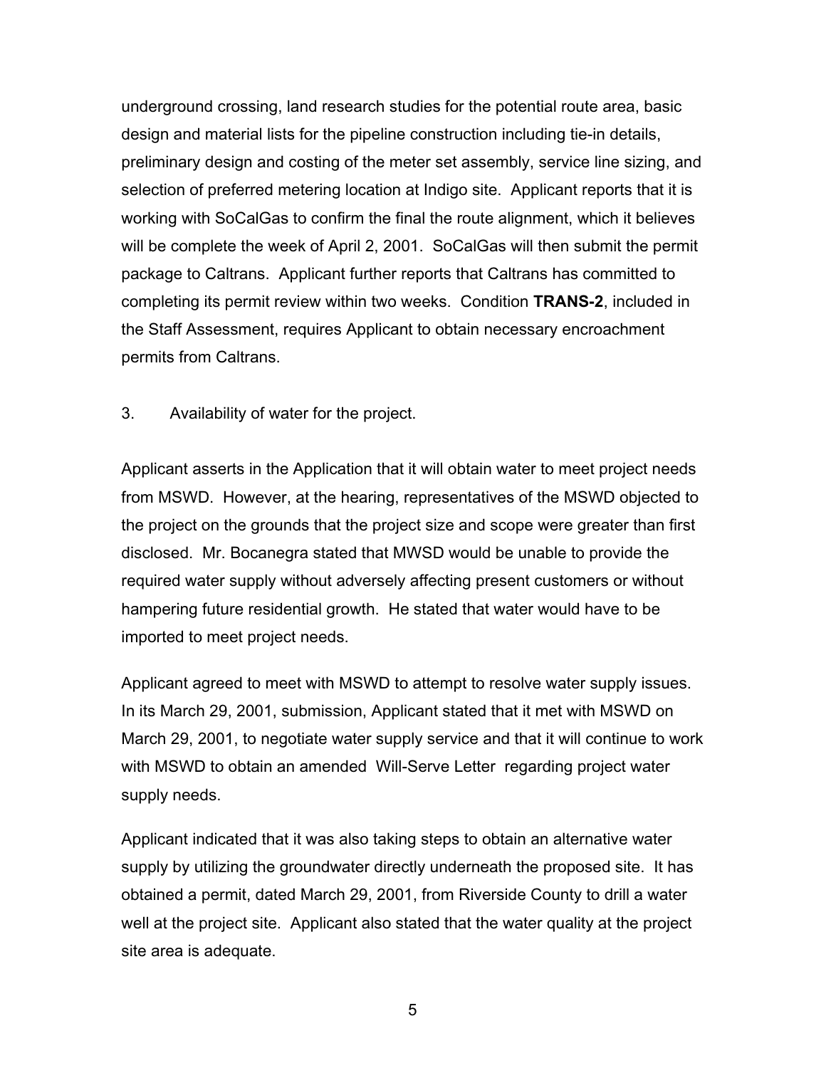underground crossing, land research studies for the potential route area, basic design and material lists for the pipeline construction including tie-in details, preliminary design and costing of the meter set assembly, service line sizing, and selection of preferred metering location at Indigo site. Applicant reports that it is working with SoCalGas to confirm the final the route alignment, which it believes will be complete the week of April 2, 2001. SoCalGas will then submit the permit package to Caltrans. Applicant further reports that Caltrans has committed to completing its permit review within two weeks. Condition **TRANS-2**, included in the Staff Assessment, requires Applicant to obtain necessary encroachment permits from Caltrans.

3. Availability of water for the project.

Applicant asserts in the Application that it will obtain water to meet project needs from MSWD. However, at the hearing, representatives of the MSWD objected to the project on the grounds that the project size and scope were greater than first disclosed. Mr. Bocanegra stated that MWSD would be unable to provide the required water supply without adversely affecting present customers or without hampering future residential growth. He stated that water would have to be imported to meet project needs.

Applicant agreed to meet with MSWD to attempt to resolve water supply issues. In its March 29, 2001, submission, Applicant stated that it met with MSWD on March 29, 2001, to negotiate water supply service and that it will continue to work with MSWD to obtain an amended Will-Serve Letter regarding project water supply needs.

Applicant indicated that it was also taking steps to obtain an alternative water supply by utilizing the groundwater directly underneath the proposed site. It has obtained a permit, dated March 29, 2001, from Riverside County to drill a water well at the project site. Applicant also stated that the water quality at the project site area is adequate.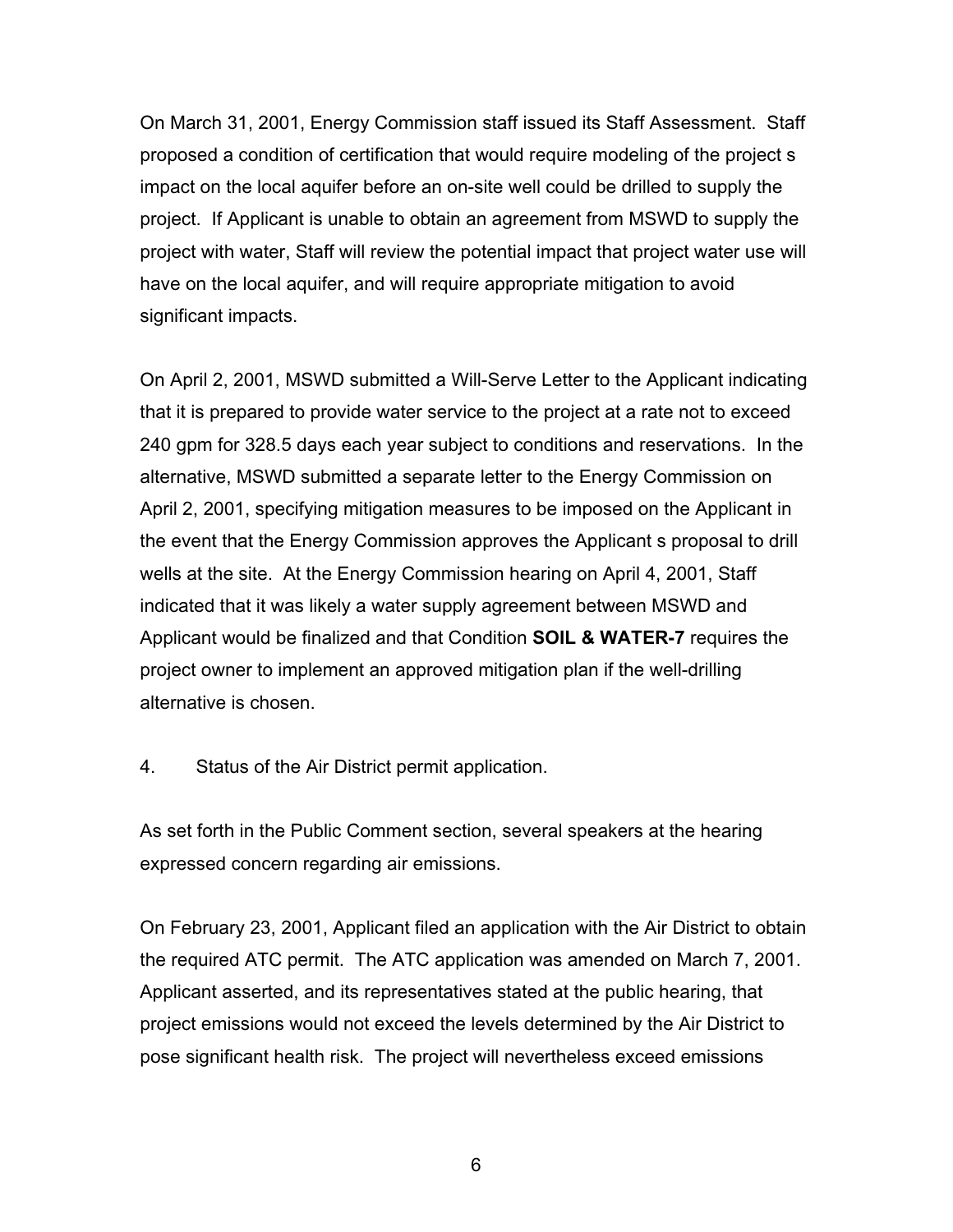On March 31, 2001, Energy Commission staff issued its Staff Assessment. Staff proposed a condition of certification that would require modeling of the project s impact on the local aquifer before an on-site well could be drilled to supply the project. If Applicant is unable to obtain an agreement from MSWD to supply the project with water, Staff will review the potential impact that project water use will have on the local aquifer, and will require appropriate mitigation to avoid significant impacts.

On April 2, 2001, MSWD submitted a Will-Serve Letter to the Applicant indicating that it is prepared to provide water service to the project at a rate not to exceed 240 gpm for 328.5 days each year subject to conditions and reservations. In the alternative, MSWD submitted a separate letter to the Energy Commission on April 2, 2001, specifying mitigation measures to be imposed on the Applicant in the event that the Energy Commission approves the Applicant s proposal to drill wells at the site. At the Energy Commission hearing on April 4, 2001, Staff indicated that it was likely a water supply agreement between MSWD and Applicant would be finalized and that Condition **SOIL & WATER-7** requires the project owner to implement an approved mitigation plan if the well-drilling alternative is chosen.

4. Status of the Air District permit application.

As set forth in the Public Comment section, several speakers at the hearing expressed concern regarding air emissions.

On February 23, 2001, Applicant filed an application with the Air District to obtain the required ATC permit. The ATC application was amended on March 7, 2001. Applicant asserted, and its representatives stated at the public hearing, that project emissions would not exceed the levels determined by the Air District to pose significant health risk. The project will nevertheless exceed emissions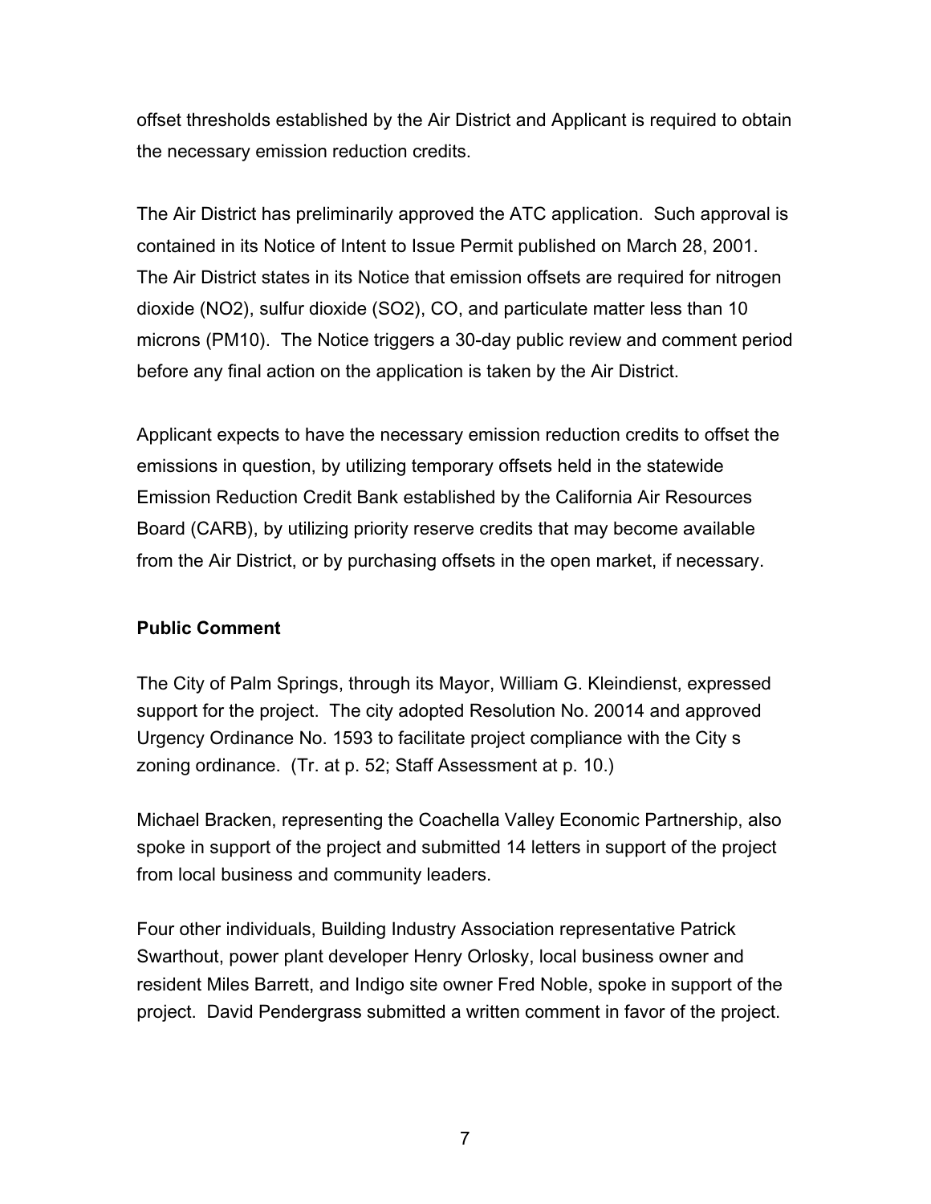offset thresholds established by the Air District and Applicant is required to obtain the necessary emission reduction credits.

The Air District has preliminarily approved the ATC application. Such approval is contained in its Notice of Intent to Issue Permit published on March 28, 2001. The Air District states in its Notice that emission offsets are required for nitrogen dioxide ($NO_2$), sulfur dioxide ($SO_2$), CO, and particulate matter less than 10 microns ($PM_{10}$). The Notice triggers a 30-day public review and comment period before any final action on the application is taken by the Air District.

Applicant expects to have the necessary emission reduction credits to offset the emissions in question, by utilizing temporary offsets held in the statewide Emission Reduction Credit Bank established by the California Air Resources Board (CARB), by utilizing priority reserve credits that may become available from the Air District, or by purchasing offsets in the open market, if necessary.

**Public Comment**

The City of Palm Springs, through its Mayor, William G. Kleindienst, expressed support for the project. The city adopted Resolution No. 20014 and approved Urgency Ordinance No. 1593 to facilitate project compliance with the City s zoning ordinance. (Tr. at p. 52; Staff Assessment at p. 10.)

Michael Bracken, representing the Coachella Valley Economic Partnership, also spoke in support of the project and submitted 14 letters in support of the project from local business and community leaders.

Four other individuals, Building Industry Association representative Patrick Swarthout, power plant developer Henry Orlosky, local business owner and resident Miles Barrett, and Indigo site owner Fred Noble, spoke in support of the project. David Pendergrass submitted a written comment in favor of the project.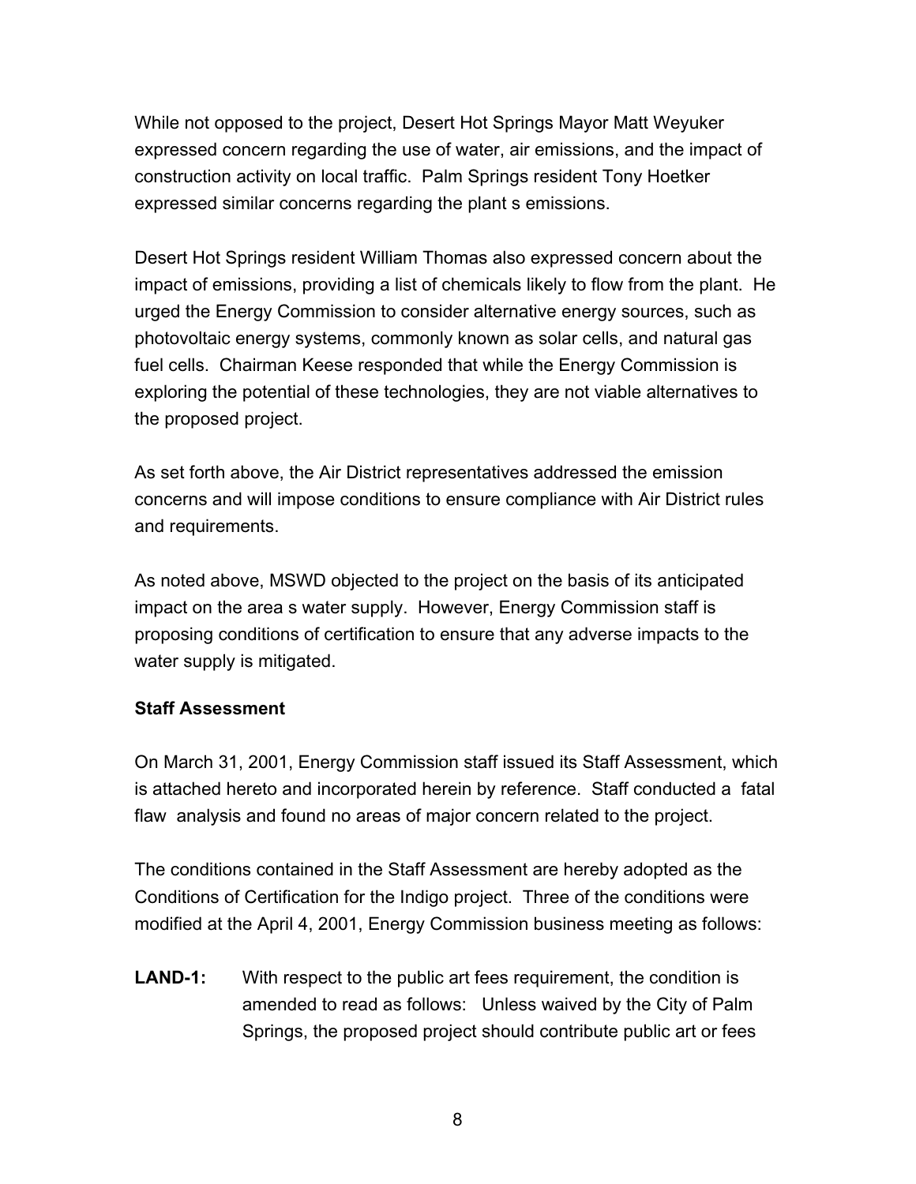While not opposed to the project, Desert Hot Springs Mayor Matt Weyuker expressed concern regarding the use of water, air emissions, and the impact of construction activity on local traffic. Palm Springs resident Tony Hoetker expressed similar concerns regarding the plant s emissions.

Desert Hot Springs resident William Thomas also expressed concern about the impact of emissions, providing a list of chemicals likely to flow from the plant. He urged the Energy Commission to consider alternative energy sources, such as photovoltaic energy systems, commonly known as solar cells, and natural gas fuel cells. Chairman Keese responded that while the Energy Commission is exploring the potential of these technologies, they are not viable alternatives to the proposed project.

As set forth above, the Air District representatives addressed the emission concerns and will impose conditions to ensure compliance with Air District rules and requirements.

As noted above, MSWD objected to the project on the basis of its anticipated impact on the area s water supply. However, Energy Commission staff is proposing conditions of certification to ensure that any adverse impacts to the water supply is mitigated.

**Staff Assessment**

On March 31, 2001, Energy Commission staff issued its Staff Assessment, which is attached hereto and incorporated herein by reference. Staff conducted a fatal flaw analysis and found no areas of major concern related to the project.

The conditions contained in the Staff Assessment are hereby adopted as the Conditions of Certification for the Indigo project. Three of the conditions were modified at the April 4, 2001, Energy Commission business meeting as follows:

**LAND-1:** With respect to the public art fees requirement, the condition is amended to read as follows: Unless waived by the City of Palm Springs, the proposed project should contribute public art or fees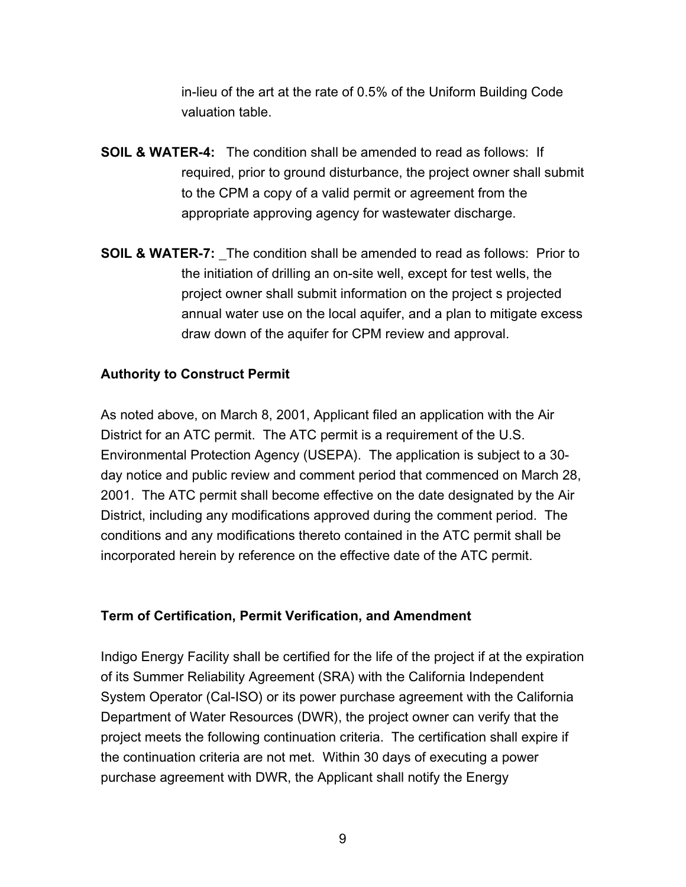in-lieu of the art at the rate of 0.5% of the Uniform Building Code valuation table.

**SOIL & WATER-4:** The condition shall be amended to read as follows: If required, prior to ground disturbance, the project owner shall submit to the CPM a copy of a valid permit or agreement from the appropriate approving agency for wastewater discharge.

**SOIL & WATER-7:** _The condition shall be amended to read as follows: Prior to the initiation of drilling an on-site well, except for test wells, the project owner shall submit information on the project s projected annual water use on the local aquifer, and a plan to mitigate excess draw down of the aquifer for CPM review and approval.

**Authority to Construct Permit**

As noted above, on March 8, 2001, Applicant filed an application with the Air District for an ATC permit. The ATC permit is a requirement of the U.S. Environmental Protection Agency (USEPA). The application is subject to a 30-day notice and public review and comment period that commenced on March 28, 2001. The ATC permit shall become effective on the date designated by the Air District, including any modifications approved during the comment period. The conditions and any modifications thereto contained in the ATC permit shall be incorporated herein by reference on the effective date of the ATC permit.

**Term of Certification, Permit Verification, and Amendment**

Indigo Energy Facility shall be certified for the life of the project if at the expiration of its Summer Reliability Agreement (SRA) with the California Independent System Operator (Cal-ISO) or its power purchase agreement with the California Department of Water Resources (DWR), the project owner can verify that the project meets the following continuation criteria. The certification shall expire if the continuation criteria are not met. Within 30 days of executing a power purchase agreement with DWR, the Applicant shall notify the Energy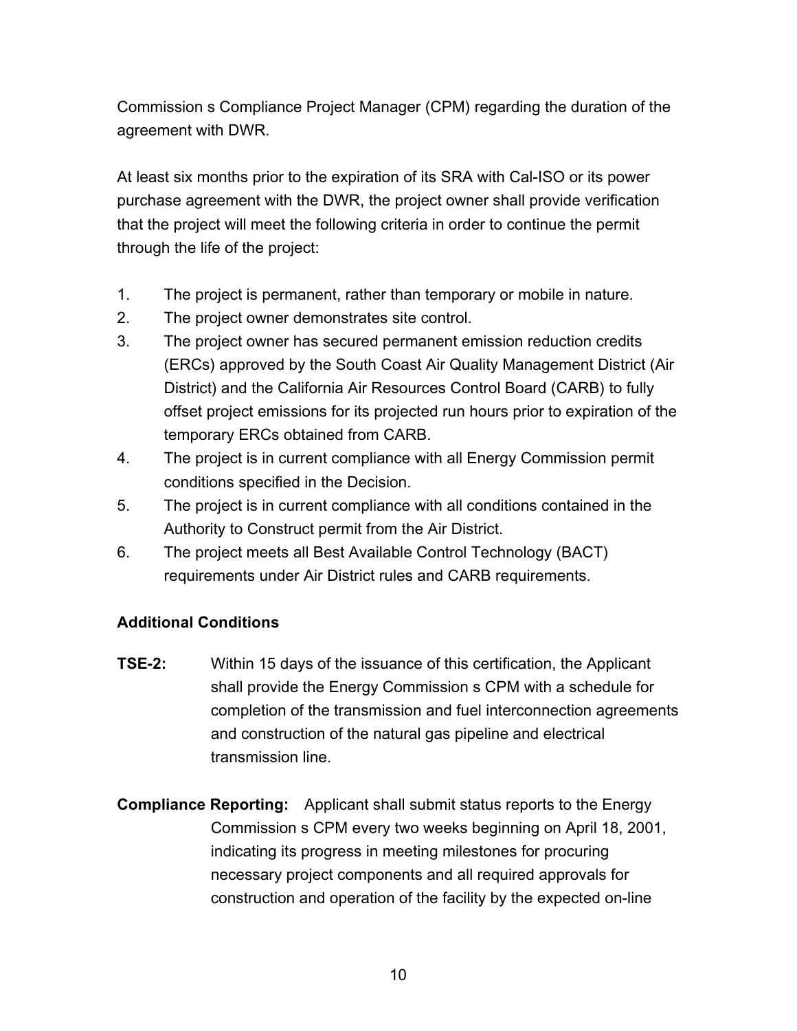Commission s Compliance Project Manager (CPM) regarding the duration of the agreement with DWR.

At least six months prior to the expiration of its SRA with Cal-ISO or its power purchase agreement with the DWR, the project owner shall provide verification that the project will meet the following criteria in order to continue the permit through the life of the project:

1. The project is permanent, rather than temporary or mobile in nature.
2. The project owner demonstrates site control.
3. The project owner has secured permanent emission reduction credits (ERCs) approved by the South Coast Air Quality Management District (Air District) and the California Air Resources Control Board (CARB) to fully offset project emissions for its projected run hours prior to expiration of the temporary ERCs obtained from CARB.
4. The project is in current compliance with all Energy Commission permit conditions specified in the Decision.
5. The project is in current compliance with all conditions contained in the Authority to Construct permit from the Air District.
6. The project meets all Best Available Control Technology (BACT) requirements under Air District rules and CARB requirements.

**Additional Conditions**

**TSE-2:** Within 15 days of the issuance of this certification, the Applicant shall provide the Energy Commission s CPM with a schedule for completion of the transmission and fuel interconnection agreements and construction of the natural gas pipeline and electrical transmission line.

**Compliance Reporting:** Applicant shall submit status reports to the Energy Commission s CPM every two weeks beginning on April 18, 2001, indicating its progress in meeting milestones for procuring necessary project components and all required approvals for construction and operation of the facility by the expected on-line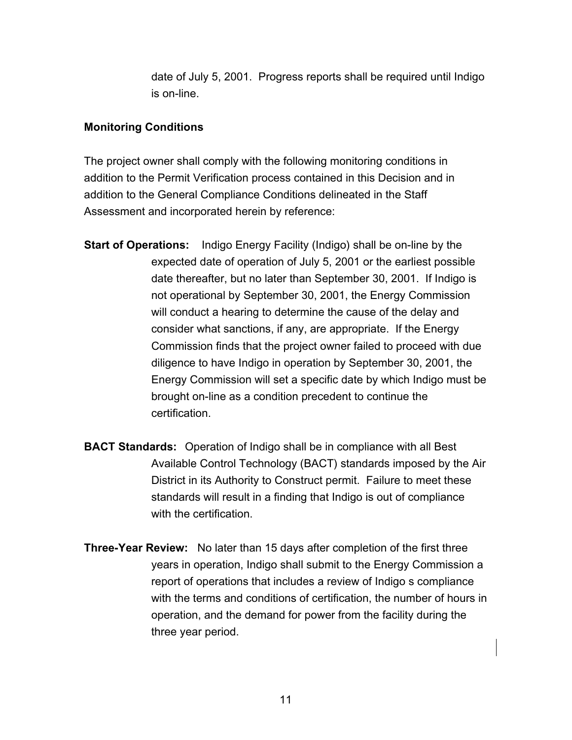date of July 5, 2001. Progress reports shall be required until Indigo is on-line.

### Monitoring Conditions

The project owner shall comply with the following monitoring conditions in addition to the Permit Verification process contained in this Decision and in addition to the General Compliance Conditions delineated in the Staff Assessment and incorporated herein by reference:

**Start of Operations:** Indigo Energy Facility (Indigo) shall be on-line by the expected date of operation of July 5, 2001 or the earliest possible date thereafter, but no later than September 30, 2001. If Indigo is not operational by September 30, 2001, the Energy Commission will conduct a hearing to determine the cause of the delay and consider what sanctions, if any, are appropriate. If the Energy Commission finds that the project owner failed to proceed with due diligence to have Indigo in operation by September 30, 2001, the Energy Commission will set a specific date by which Indigo must be brought on-line as a condition precedent to continue the certification.

**BACT Standards:** Operation of Indigo shall be in compliance with all Best Available Control Technology (BACT) standards imposed by the Air District in its Authority to Construct permit. Failure to meet these standards will result in a finding that Indigo is out of compliance with the certification.

**Three-Year Review:** No later than 15 days after completion of the first three years in operation, Indigo shall submit to the Energy Commission a report of operations that includes a review of Indigo s compliance with the terms and conditions of certification, the number of hours in operation, and the demand for power from the facility during the three year period.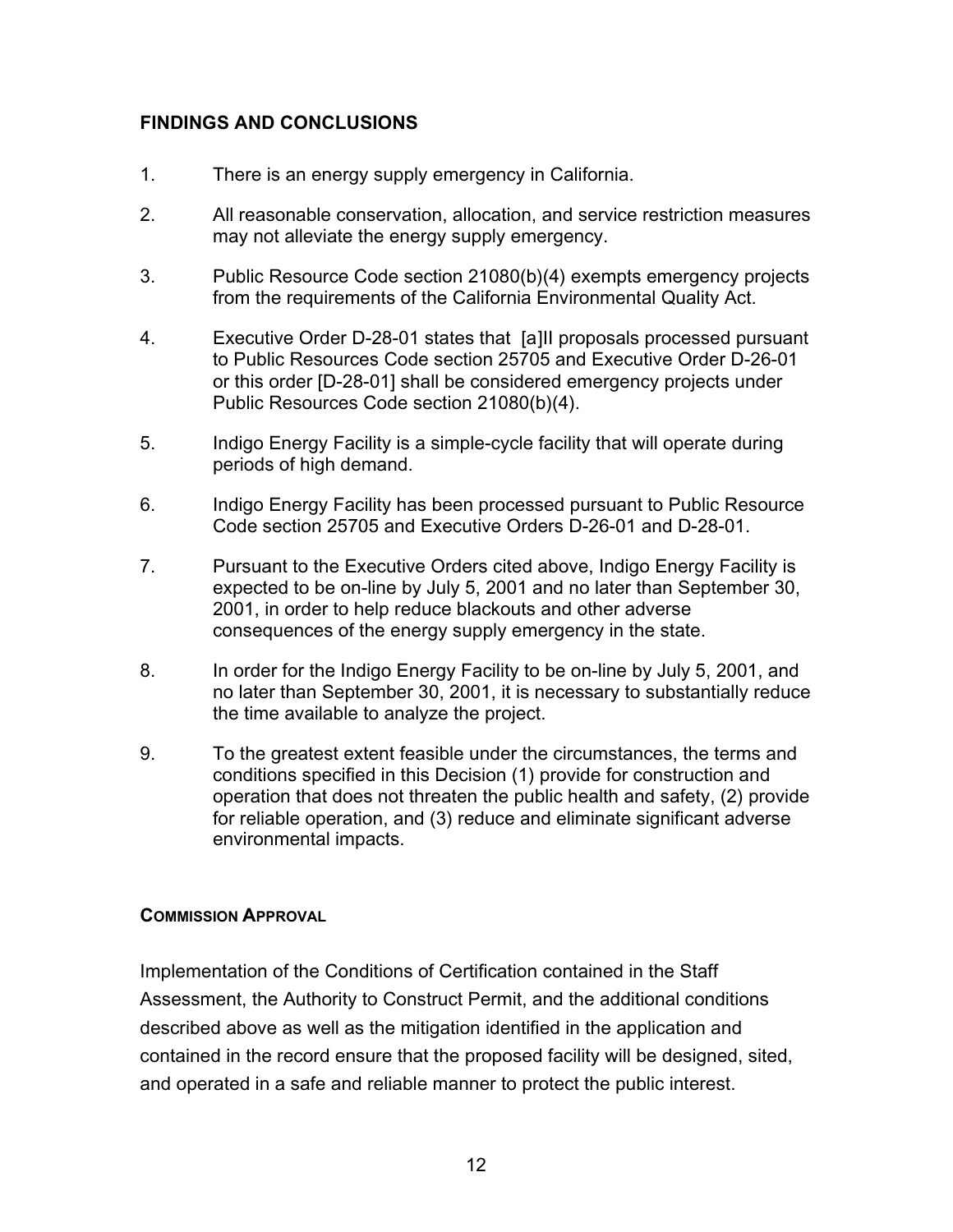## FINDINGS AND CONCLUSIONS

1. There is an energy supply emergency in California.

2. All reasonable conservation, allocation, and service restriction measures may not alleviate the energy supply emergency.

3. Public Resource Code section 21080(b)(4) exempts emergency projects from the requirements of the California Environmental Quality Act.

4. Executive Order D-28-01 states that [a]ll proposals processed pursuant to Public Resources Code section 25705 and Executive Order D-26-01 or this order [D-28-01] shall be considered emergency projects under Public Resources Code section 21080(b)(4).

5. Indigo Energy Facility is a simple-cycle facility that will operate during periods of high demand.

6. Indigo Energy Facility has been processed pursuant to Public Resource Code section 25705 and Executive Orders D-26-01 and D-28-01.

7. Pursuant to the Executive Orders cited above, Indigo Energy Facility is expected to be on-line by July 5, 2001 and no later than September 30, 2001, in order to help reduce blackouts and other adverse consequences of the energy supply emergency in the state.

8. In order for the Indigo Energy Facility to be on-line by July 5, 2001, and no later than September 30, 2001, it is necessary to substantially reduce the time available to analyze the project.

9. To the greatest extent feasible under the circumstances, the terms and conditions specified in this Decision (1) provide for construction and operation that does not threaten the public health and safety, (2) provide for reliable operation, and (3) reduce and eliminate significant adverse environmental impacts.

### COMMISSION APPROVAL

Implementation of the Conditions of Certification contained in the Staff Assessment, the Authority to Construct Permit, and the additional conditions described above as well as the mitigation identified in the application and contained in the record ensure that the proposed facility will be designed, sited, and operated in a safe and reliable manner to protect the public interest.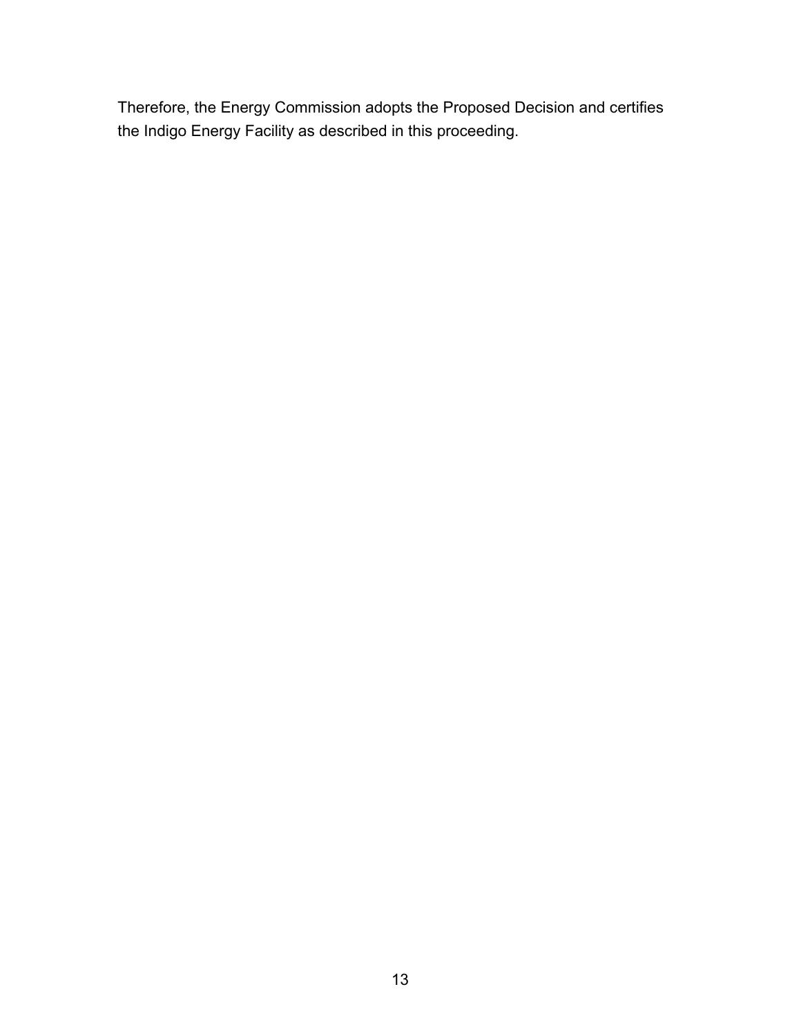Therefore, the Energy Commission adopts the Proposed Decision and certifies the Indigo Energy Facility as described in this proceeding.